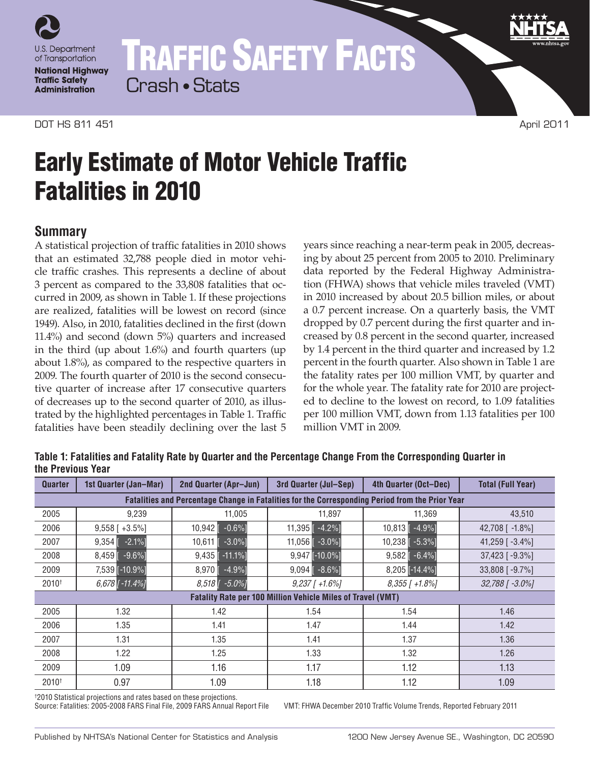U.S. Department of Transportation
**National Highway Traffic Safety Administration**

# TRAFFIC SAFETY FACTS
Crash • Stats

DOT HS 811 451 April 2011

# Early Estimate of Motor Vehicle Traffic Fatalities in 2010

## Summary

A statistical projection of traffic fatalities in 2010 shows that an estimated 32,788 people died in motor vehicle traffic crashes. This represents a decline of about 3 percent as compared to the 33,808 fatalities that occurred in 2009, as shown in Table 1. If these projections are realized, fatalities will be lowest on record (since 1949). Also, in 2010, fatalities declined in the first (down 11.4%) and second (down 5%) quarters and increased in the third (up about 1.6%) and fourth quarters (up about 1.8%), as compared to the respective quarters in 2009. The fourth quarter of 2010 is the second consecutive quarter of increase after 17 consecutive quarters of decreases up to the second quarter of 2010, as illustrated by the highlighted percentages in Table 1. Traffic fatalities have been steadily declining over the last 5 years since reaching a near-term peak in 2005, decreasing by about 25 percent from 2005 to 2010. Preliminary data reported by the Federal Highway Administration (FHWA) shows that vehicle miles traveled (VMT) in 2010 increased by about 20.5 billion miles, or about a 0.7 percent increase. On a quarterly basis, the VMT dropped by 0.7 percent during the first quarter and increased by 0.8 percent in the second quarter, increased by 1.4 percent in the third quarter and increased by 1.2 percent in the fourth quarter. Also shown in Table 1 are the fatality rates per 100 million VMT, by quarter and for the whole year. The fatality rate for 2010 are projected to decline to the lowest on record, to 1.09 fatalities per 100 million VMT, down from 1.13 fatalities per 100 million VMT in 2009.

**Table 1: Fatalities and Fatality Rate by Quarter and the Percentage Change From the Corresponding Quarter in the Previous Year**

| Quarter | 1st Quarter (Jan–Mar) | 2nd Quarter (Apr–Jun) | 3rd Quarter (Jul–Sep) | 4th Quarter (Oct–Dec) | Total (Full Year) |
|---|---|---|---|---|---|
| **Fatalities and Percentage Change in Fatalities for the Corresponding Period from the Prior Year** | | | | | |
| 2005 | 9,239 | 11,005 | 11,897 | 11,369 | 43,510 |
| 2006 | 9,558 [ +3.5%] | 10,942 [ -0.6%] | 11,395 [ -4.2%] | 10,813 [ -4.9%] | 42,708 [ -1.8%] |
| 2007 | 9,354 [ -2.1%] | 10,611 [ -3.0%] | 11,056 [ -3.0%] | 10,238 [ -5.3%] | 41,259 [ -3.4%] |
| 2008 | 8,459 [ -9.6%] | 9,435 [ -11.1%] | 9,947 [-10.0%] | 9,582 [ -6.4%] | 37,423 [ -9.3%] |
| 2009 | 7,539 [-10.9%] | 8,970 [ -4.9%] | 9,094 [ -8.6%] | 8,205 [-14.4%] | 33,808 [ -9.7%] |
| 2010† | *6,678 [ -11.4%]* | *8,518 [ -5.0%]* | *9,237 [ +1.6%]* | *8,355 [ +1.8%]* | *32,788 [ -3.0%]* |
| **Fatality Rate per 100 Million Vehicle Miles of Travel (VMT)** | | | | | |
| 2005 | 1.32 | 1.42 | 1.54 | 1.54 | 1.46 |
| 2006 | 1.35 | 1.41 | 1.47 | 1.44 | 1.42 |
| 2007 | 1.31 | 1.35 | 1.41 | 1.37 | 1.36 |
| 2008 | 1.22 | 1.25 | 1.33 | 1.32 | 1.26 |
| 2009 | 1.09 | 1.16 | 1.17 | 1.12 | 1.13 |
| 2010† | 0.97 | 1.09 | 1.18 | 1.12 | 1.09 |

†2010 Statistical projections and rates based on these projections.
Source: Fatalities: 2005-2008 FARS Final File, 2009 FARS Annual Report File VMT: FHWA December 2010 Traffic Volume Trends, Reported February 2011

Published by NHTSA's National Center for Statistics and Analysis 1200 New Jersey Avenue SE., Washington, DC 20590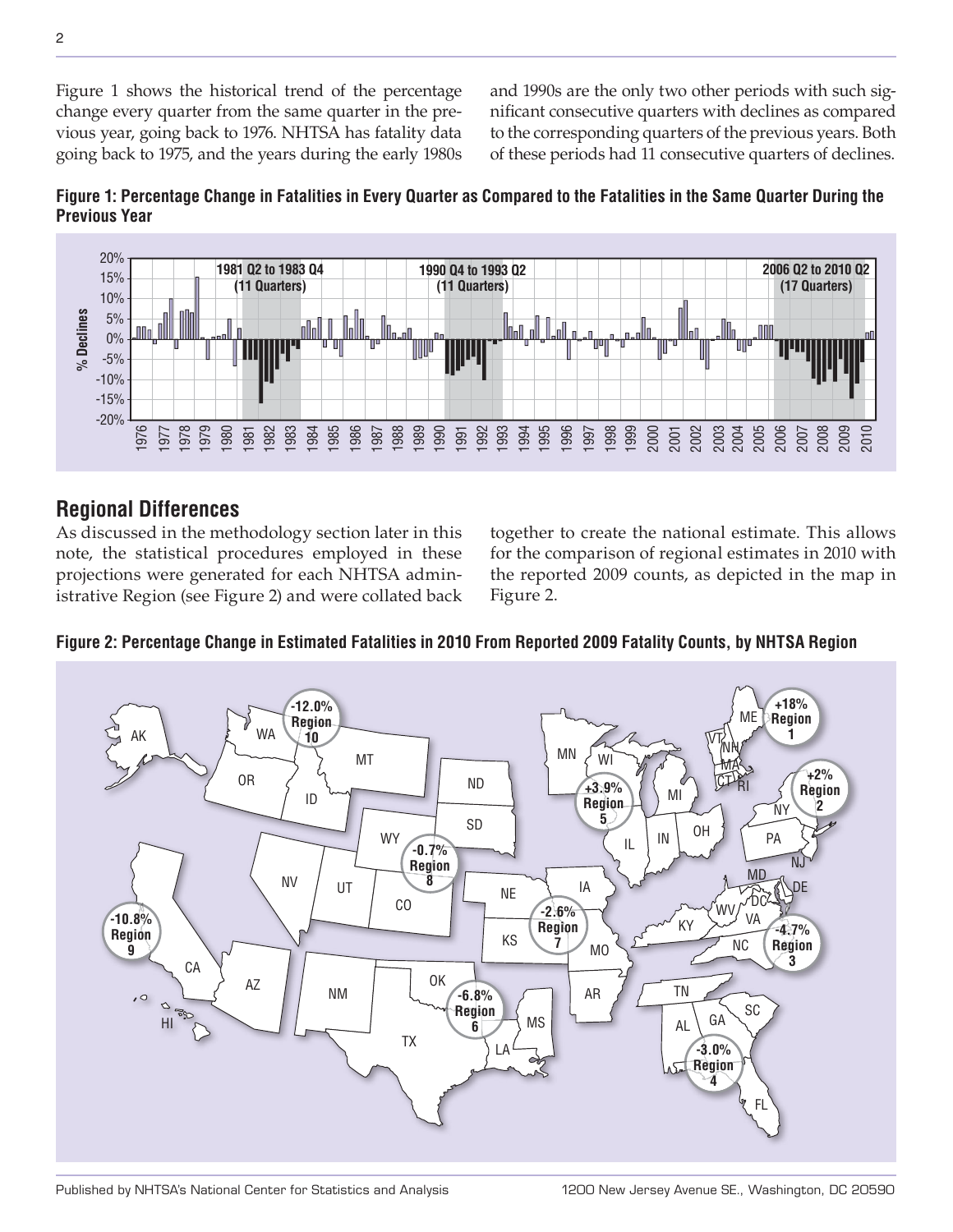Figure 1 shows the historical trend of the percentage change every quarter from the same quarter in the previous year, going back to 1976. NHTSA has fatality data going back to 1975, and the years during the early 1980s and 1990s are the only two other periods with such significant consecutive quarters with declines as compared to the corresponding quarters of the previous years. Both of these periods had 11 consecutive quarters of declines.

**Figure 1: Percentage Change in Fatalities in Every Quarter as Compared to the Fatalities in the Same Quarter During the Previous Year**

## Regional Differences

As discussed in the methodology section later in this note, the statistical procedures employed in these projections were generated for each NHTSA administrative Region (see Figure 2) and were collated back together to create the national estimate. This allows for the comparison of regional estimates in 2010 with the reported 2009 counts, as depicted in the map in Figure 2.

**Figure 2: Percentage Change in Estimated Fatalities in 2010 From Reported 2009 Fatality Counts, by NHTSA Region**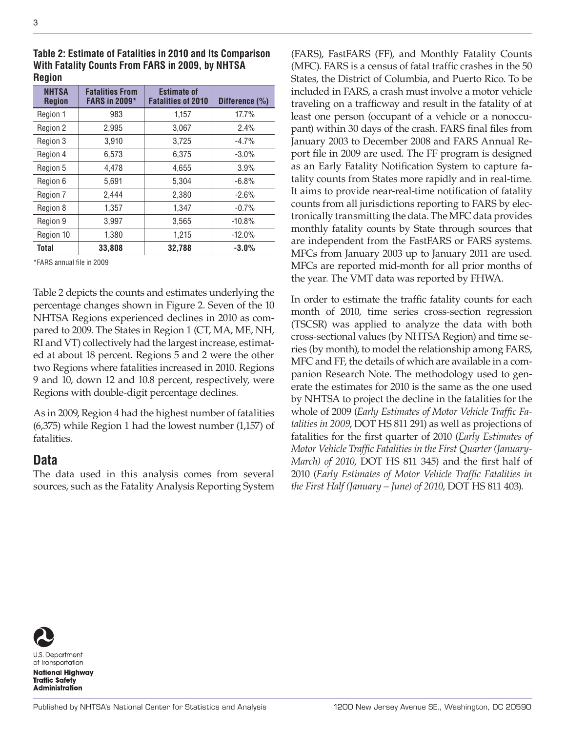**Table 2: Estimate of Fatalities in 2010 and Its Comparison With Fatality Counts From FARS in 2009, by NHTSA Region**

| NHTSA Region | Fatalities From FARS in 2009* | Estimate of Fatalities of 2010 | Difference (%) |
|---|---|---|---|
| Region 1 | 983 | 1,157 | 17.7% |
| Region 2 | 2,995 | 3,067 | 2.4% |
| Region 3 | 3,910 | 3,725 | -4.7% |
| Region 4 | 6,573 | 6,375 | -3.0% |
| Region 5 | 4,478 | 4,655 | 3.9% |
| Region 6 | 5,691 | 5,304 | -6.8% |
| Region 7 | 2,444 | 2,380 | -2.6% |
| Region 8 | 1,357 | 1,347 | -0.7% |
| Region 9 | 3,997 | 3,565 | -10.8% |
| Region 10 | 1,380 | 1,215 | -12.0% |
| **Total** | **33,808** | **32,788** | **-3.0%** |

*FARS annual file in 2009

Table 2 depicts the counts and estimates underlying the percentage changes shown in Figure 2. Seven of the 10 NHTSA Regions experienced declines in 2010 as compared to 2009. The States in Region 1 (CT, MA, ME, NH, RI and VT) collectively had the largest increase, estimated at about 18 percent. Regions 5 and 2 were the other two Regions where fatalities increased in 2010. Regions 9 and 10, down 12 and 10.8 percent, respectively, were Regions with double-digit percentage declines.

As in 2009, Region 4 had the highest number of fatalities (6,375) while Region 1 had the lowest number (1,157) of fatalities.

## Data

The data used in this analysis comes from several sources, such as the Fatality Analysis Reporting System (FARS), FastFARS (FF), and Monthly Fatality Counts (MFC). FARS is a census of fatal traffic crashes in the 50 States, the District of Columbia, and Puerto Rico. To be included in FARS, a crash must involve a motor vehicle traveling on a trafficway and result in the fatality of at least one person (occupant of a vehicle or a nonoccupant) within 30 days of the crash. FARS final files from January 2003 to December 2008 and FARS Annual Report file in 2009 are used. The FF program is designed as an Early Fatality Notification System to capture fatality counts from States more rapidly and in real-time. It aims to provide near-real-time notification of fatality counts from all jurisdictions reporting to FARS by electronically transmitting the data. The MFC data provides monthly fatality counts by State through sources that are independent from the FastFARS or FARS systems. MFCs from January 2003 up to January 2011 are used. MFCs are reported mid-month for all prior months of the year. The VMT data was reported by FHWA.

In order to estimate the traffic fatality counts for each month of 2010, time series cross-section regression (TSCSR) was applied to analyze the data with both cross-sectional values (by NHTSA Region) and time series (by month), to model the relationship among FARS, MFC and FF, the details of which are available in a companion Research Note. The methodology used to generate the estimates for 2010 is the same as the one used by NHTSA to project the decline in the fatalities for the whole of 2009 (*Early Estimates of Motor Vehicle Traffic Fatalities in 2009*, DOT HS 811 291) as well as projections of fatalities for the first quarter of 2010 (*Early Estimates of Motor Vehicle Traffic Fatalities in the First Quarter (January-March) of 2010*, DOT HS 811 345) and the first half of 2010 (*Early Estimates of Motor Vehicle Traffic Fatalities in the First Half (January – June) of 2010*, DOT HS 811 403).

U.S. Department of Transportation
**National Highway Traffic Safety Administration**

Published by NHTSA's National Center for Statistics and Analysis    1200 New Jersey Avenue SE., Washington, DC 20590